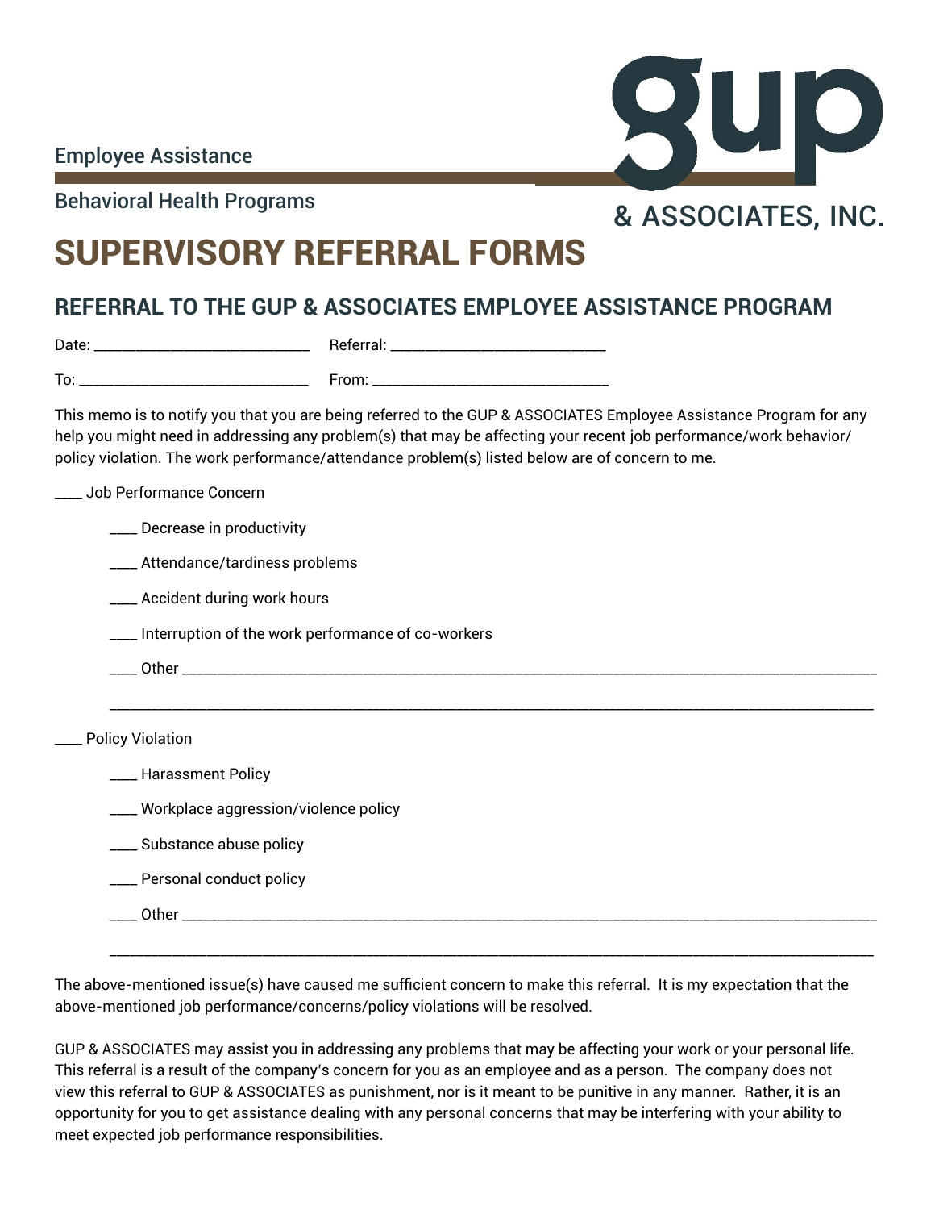Employee Assistance

Behavioral Health Programs

gup & ASSOCIATES, INC.

# SUPERVISORY REFERRAL FORMS

## REFERRAL TO THE GUP & ASSOCIATES EMPLOYEE ASSISTANCE PROGRAM

Date: ___________________________ Referral: ___________________________

To: ______________________________ From: ______________________________

This memo is to notify you that you are being referred to the GUP & ASSOCIATES Employee Assistance Program for any help you might need in addressing any problem(s) that may be affecting your recent job performance/work behavior/policy violation. The work performance/attendance problem(s) listed below are of concern to me.

____ Job Performance Concern

- ____ Decrease in productivity
- ____ Attendance/tardiness problems
- ____ Accident during work hours
- ____ Interruption of the work performance of co-workers
- ____ Other ______________________________________________________________________________

  ______________________________________________________________________________________

____ Policy Violation

- ____ Harassment Policy
- ____ Workplace aggression/violence policy
- ____ Substance abuse policy
- ____ Personal conduct policy
- ____ Other ______________________________________________________________________________

  ______________________________________________________________________________________

The above-mentioned issue(s) have caused me sufficient concern to make this referral. It is my expectation that the above-mentioned job performance/concerns/policy violations will be resolved.

GUP & ASSOCIATES may assist you in addressing any problems that may be affecting your work or your personal life. This referral is a result of the company's concern for you as an employee and as a person. The company does not view this referral to GUP & ASSOCIATES as punishment, nor is it meant to be punitive in any manner. Rather, it is an opportunity for you to get assistance dealing with any personal concerns that may be interfering with your ability to meet expected job performance responsibilities.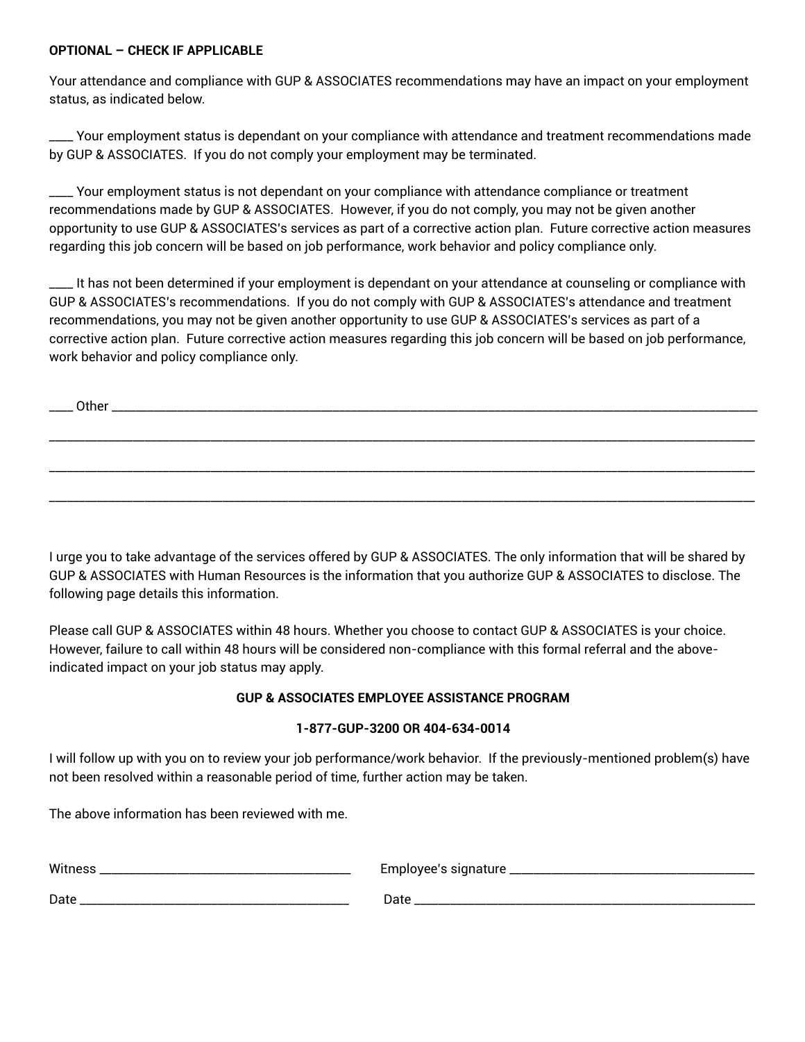**OPTIONAL – CHECK IF APPLICABLE**

Your attendance and compliance with GUP & ASSOCIATES recommendations may have an impact on your employment status, as indicated below.

____ Your employment status is dependant on your compliance with attendance and treatment recommendations made by GUP & ASSOCIATES. If you do not comply your employment may be terminated.

____ Your employment status is not dependant on your compliance with attendance compliance or treatment recommendations made by GUP & ASSOCIATES. However, if you do not comply, you may not be given another opportunity to use GUP & ASSOCIATES's services as part of a corrective action plan. Future corrective action measures regarding this job concern will be based on job performance, work behavior and policy compliance only.

____ It has not been determined if your employment is dependant on your attendance at counseling or compliance with GUP & ASSOCIATES's recommendations. If you do not comply with GUP & ASSOCIATES's attendance and treatment recommendations, you may not be given another opportunity to use GUP & ASSOCIATES's services as part of a corrective action plan. Future corrective action measures regarding this job concern will be based on job performance, work behavior and policy compliance only.

____ Other ____________________________________________________________________________________

____________________________________________________________________________________________

____________________________________________________________________________________________

____________________________________________________________________________________________

I urge you to take advantage of the services offered by GUP & ASSOCIATES. The only information that will be shared by GUP & ASSOCIATES with Human Resources is the information that you authorize GUP & ASSOCIATES to disclose. The following page details this information.

Please call GUP & ASSOCIATES within 48 hours. Whether you choose to contact GUP & ASSOCIATES is your choice. However, failure to call within 48 hours will be considered non-compliance with this formal referral and the above-indicated impact on your job status may apply.

**GUP & ASSOCIATES EMPLOYEE ASSISTANCE PROGRAM**

**1-877-GUP-3200 OR 404-634-0014**

I will follow up with you on to review your job performance/work behavior. If the previously-mentioned problem(s) have not been resolved within a reasonable period of time, further action may be taken.

The above information has been reviewed with me.

Witness ________________________________ Employee's signature ________________________________

Date ________________________________ Date ________________________________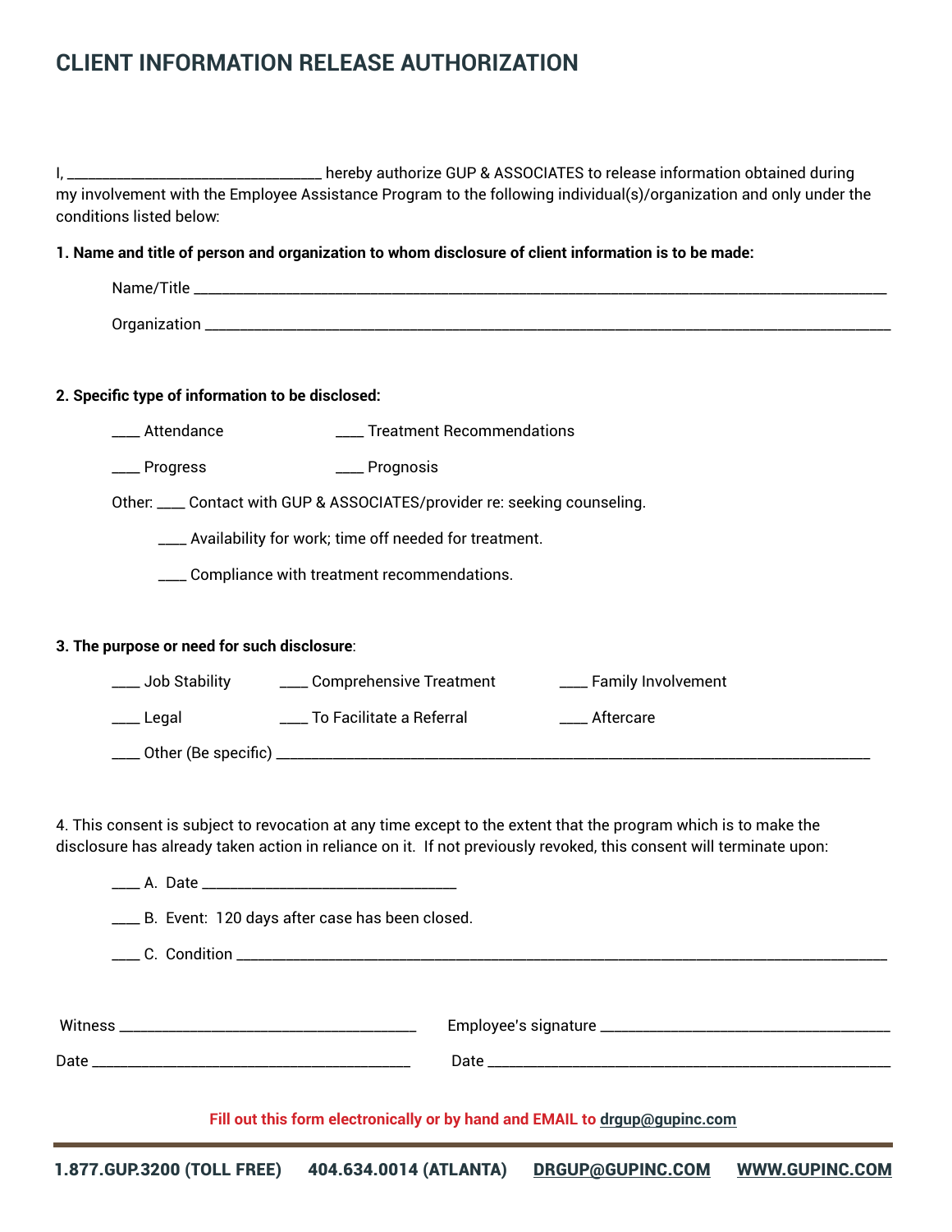# CLIENT INFORMATION RELEASE AUTHORIZATION

I, ________________________________ hereby authorize GUP & ASSOCIATES to release information obtained during my involvement with the Employee Assistance Program to the following individual(s)/organization and only under the conditions listed below:

**1. Name and title of person and organization to whom disclosure of client information is to be made:**

Name/Title ________________________________________________________________________________

Organization ______________________________________________________________________________

**2. Specific type of information to be disclosed:**

____ Attendance ____ Treatment Recommendations

____ Progress ____ Prognosis

Other: ____ Contact with GUP & ASSOCIATES/provider re: seeking counseling.

____ Availability for work; time off needed for treatment.

____ Compliance with treatment recommendations.

**3. The purpose or need for such disclosure**:

____ Job Stability ____ Comprehensive Treatment ____ Family Involvement

____ Legal ____ To Facilitate a Referral ____ Aftercare

____ Other (Be specific) ___________________________________________________________________

4. This consent is subject to revocation at any time except to the extent that the program which is to make the disclosure has already taken action in reliance on it. If not previously revoked, this consent will terminate upon:

____ A. Date ________________________________

____ B. Event: 120 days after case has been closed.

____ C. Condition __________________________________________________________________________

Witness ____________________________________ Employee's signature ___________________________________

Date _______________________________________ Date ______________________________________________

**Fill out this form electronically or by hand and EMAIL to drgup@gupinc.com**

**1.877.GUP.3200 (TOLL FREE) 404.634.0014 (ATLANTA) DRGUP@GUPINC.COM WWW.GUPINC.COM**